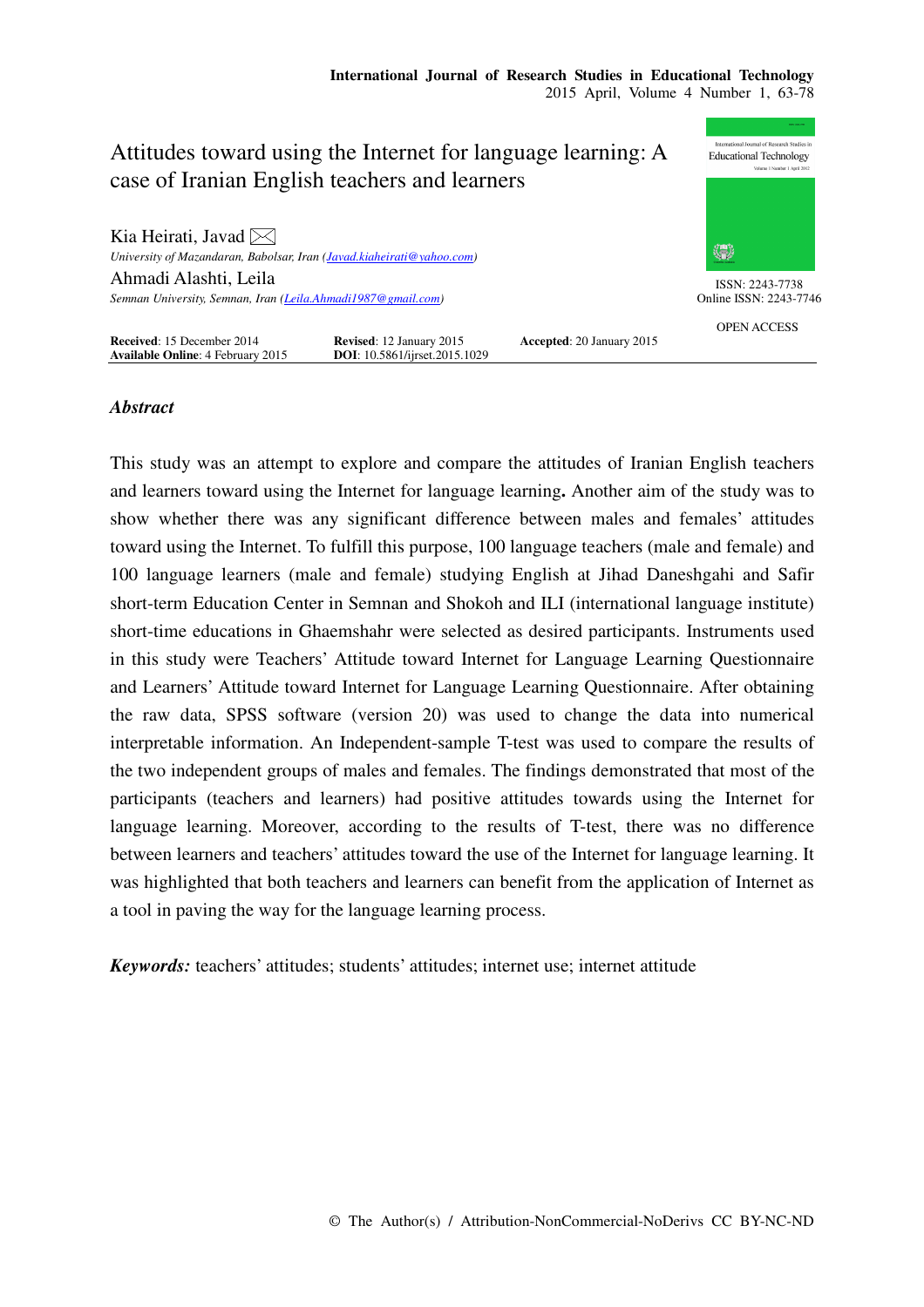# Attitudes toward using the Internet for language learning: A case of Iranian English teachers and learners

Kia Heirati, Javad ✉
*University of Mazandaran, Babolsar, Iran (Javad.kiaheirati@yahoo.com)*

Ahmadi Alashti, Leila
*Semnan University, Semnan, Iran (Leila.Ahmadi1987@gmail.com)*

ISSN: 2243-7738
Online ISSN: 2243-7746

OPEN ACCESS

**Received**: 15 December 2014 **Revised**: 12 January 2015 **Accepted**: 20 January 2015
**Available Online**: 4 February 2015 **DOI**: 10.5861/ijrset.2015.1029

## *Abstract*

This study was an attempt to explore and compare the attitudes of Iranian English teachers and learners toward using the Internet for language learning**.** Another aim of the study was to show whether there was any significant difference between males and females' attitudes toward using the Internet. To fulfill this purpose, 100 language teachers (male and female) and 100 language learners (male and female) studying English at Jihad Daneshgahi and Safir short-term Education Center in Semnan and Shokoh and ILI (international language institute) short-time educations in Ghaemshahr were selected as desired participants. Instruments used in this study were Teachers' Attitude toward Internet for Language Learning Questionnaire and Learners' Attitude toward Internet for Language Learning Questionnaire. After obtaining the raw data, SPSS software (version 20) was used to change the data into numerical interpretable information. An Independent-sample T-test was used to compare the results of the two independent groups of males and females. The findings demonstrated that most of the participants (teachers and learners) had positive attitudes towards using the Internet for language learning. Moreover, according to the results of T-test, there was no difference between learners and teachers' attitudes toward the use of the Internet for language learning. It was highlighted that both teachers and learners can benefit from the application of Internet as a tool in paving the way for the language learning process.

***Keywords:*** teachers' attitudes; students' attitudes; internet use; internet attitude

© The Author(s) / Attribution-NonCommercial-NoDerivs CC BY-NC-ND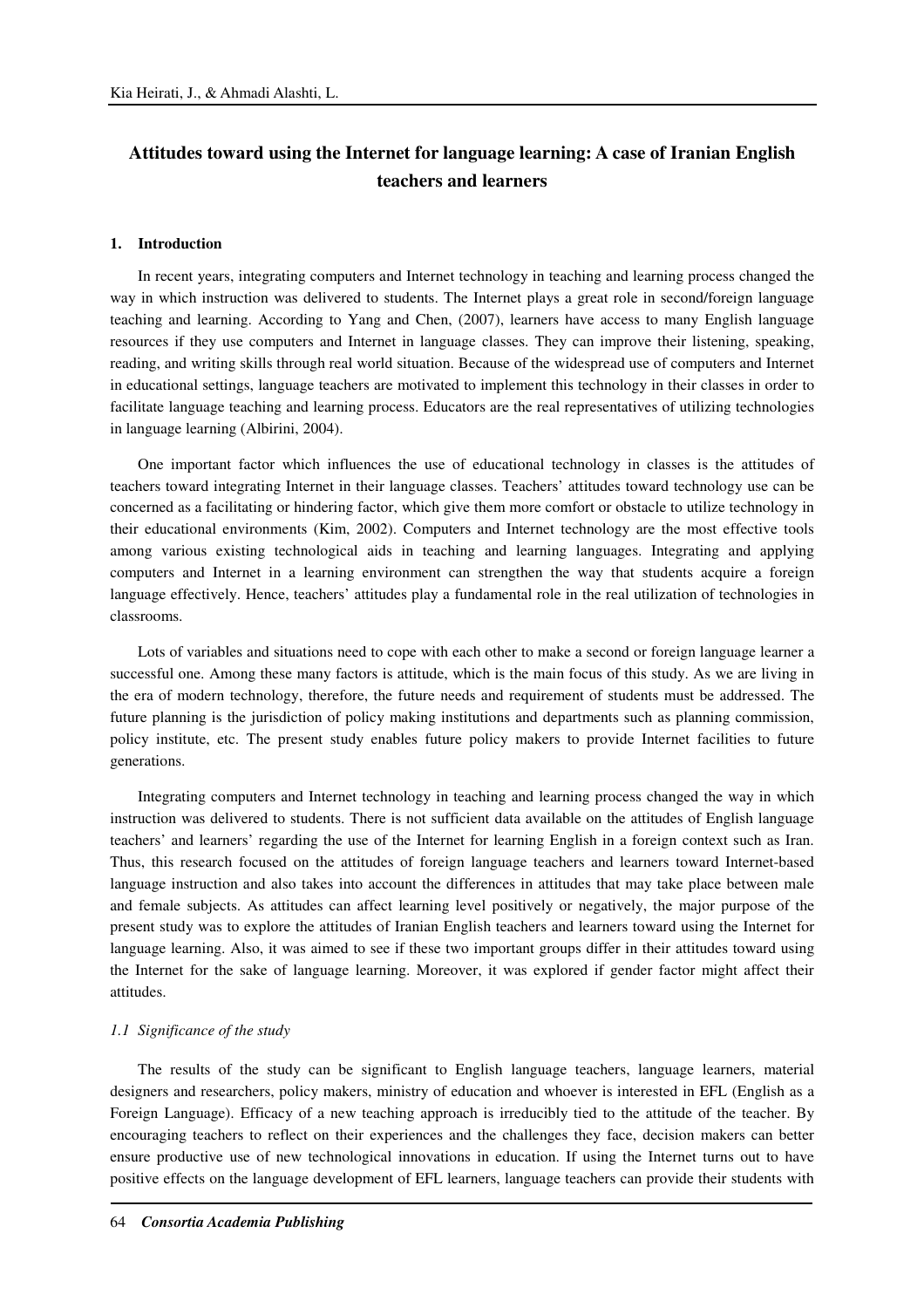# Attitudes toward using the Internet for language learning: A case of Iranian English teachers and learners

## 1. Introduction

In recent years, integrating computers and Internet technology in teaching and learning process changed the way in which instruction was delivered to students. The Internet plays a great role in second/foreign language teaching and learning. According to Yang and Chen, (2007), learners have access to many English language resources if they use computers and Internet in language classes. They can improve their listening, speaking, reading, and writing skills through real world situation. Because of the widespread use of computers and Internet in educational settings, language teachers are motivated to implement this technology in their classes in order to facilitate language teaching and learning process. Educators are the real representatives of utilizing technologies in language learning (Albirini, 2004).

One important factor which influences the use of educational technology in classes is the attitudes of teachers toward integrating Internet in their language classes. Teachers' attitudes toward technology use can be concerned as a facilitating or hindering factor, which give them more comfort or obstacle to utilize technology in their educational environments (Kim, 2002). Computers and Internet technology are the most effective tools among various existing technological aids in teaching and learning languages. Integrating and applying computers and Internet in a learning environment can strengthen the way that students acquire a foreign language effectively. Hence, teachers' attitudes play a fundamental role in the real utilization of technologies in classrooms.

Lots of variables and situations need to cope with each other to make a second or foreign language learner a successful one. Among these many factors is attitude, which is the main focus of this study. As we are living in the era of modern technology, therefore, the future needs and requirement of students must be addressed. The future planning is the jurisdiction of policy making institutions and departments such as planning commission, policy institute, etc. The present study enables future policy makers to provide Internet facilities to future generations.

Integrating computers and Internet technology in teaching and learning process changed the way in which instruction was delivered to students. There is not sufficient data available on the attitudes of English language teachers' and learners' regarding the use of the Internet for learning English in a foreign context such as Iran. Thus, this research focused on the attitudes of foreign language teachers and learners toward Internet-based language instruction and also takes into account the differences in attitudes that may take place between male and female subjects. As attitudes can affect learning level positively or negatively, the major purpose of the present study was to explore the attitudes of Iranian English teachers and learners toward using the Internet for language learning. Also, it was aimed to see if these two important groups differ in their attitudes toward using the Internet for the sake of language learning. Moreover, it was explored if gender factor might affect their attitudes.

### *1.1 Significance of the study*

The results of the study can be significant to English language teachers, language learners, material designers and researchers, policy makers, ministry of education and whoever is interested in EFL (English as a Foreign Language). Efficacy of a new teaching approach is irreducibly tied to the attitude of the teacher. By encouraging teachers to reflect on their experiences and the challenges they face, decision makers can better ensure productive use of new technological innovations in education. If using the Internet turns out to have positive effects on the language development of EFL learners, language teachers can provide their students with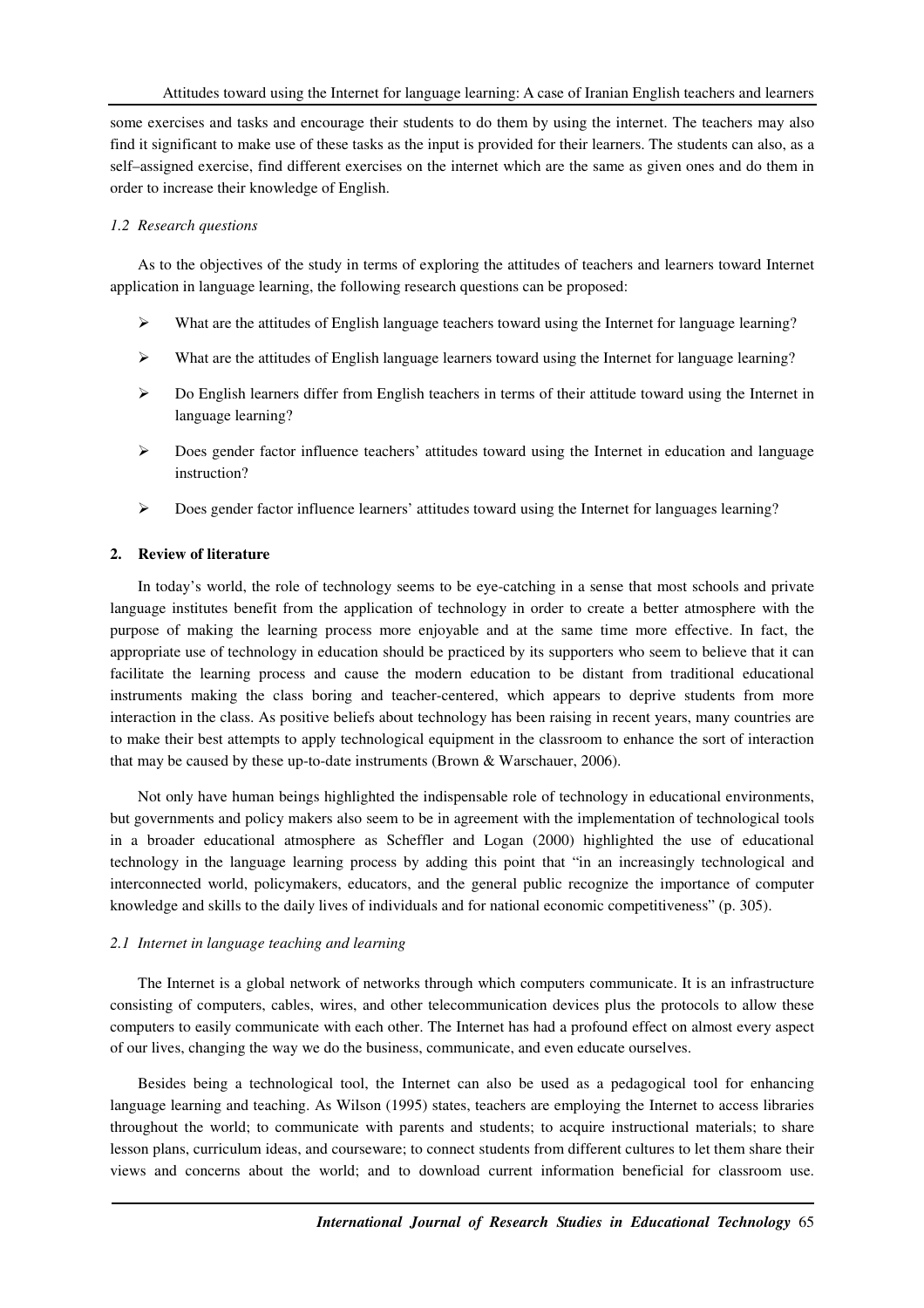some exercises and tasks and encourage their students to do them by using the internet. The teachers may also find it significant to make use of these tasks as the input is provided for their learners. The students can also, as a self–assigned exercise, find different exercises on the internet which are the same as given ones and do them in order to increase their knowledge of English.

### *1.2 Research questions*

As to the objectives of the study in terms of exploring the attitudes of teachers and learners toward Internet application in language learning, the following research questions can be proposed:

- What are the attitudes of English language teachers toward using the Internet for language learning?
- What are the attitudes of English language learners toward using the Internet for language learning?
- Do English learners differ from English teachers in terms of their attitude toward using the Internet in language learning?
- Does gender factor influence teachers' attitudes toward using the Internet in education and language instruction?
- Does gender factor influence learners' attitudes toward using the Internet for languages learning?

## 2. Review of literature

In today's world, the role of technology seems to be eye-catching in a sense that most schools and private language institutes benefit from the application of technology in order to create a better atmosphere with the purpose of making the learning process more enjoyable and at the same time more effective. In fact, the appropriate use of technology in education should be practiced by its supporters who seem to believe that it can facilitate the learning process and cause the modern education to be distant from traditional educational instruments making the class boring and teacher-centered, which appears to deprive students from more interaction in the class. As positive beliefs about technology has been raising in recent years, many countries are to make their best attempts to apply technological equipment in the classroom to enhance the sort of interaction that may be caused by these up-to-date instruments (Brown & Warschauer, 2006).

Not only have human beings highlighted the indispensable role of technology in educational environments, but governments and policy makers also seem to be in agreement with the implementation of technological tools in a broader educational atmosphere as Scheffler and Logan (2000) highlighted the use of educational technology in the language learning process by adding this point that "in an increasingly technological and interconnected world, policymakers, educators, and the general public recognize the importance of computer knowledge and skills to the daily lives of individuals and for national economic competitiveness" (p. 305).

### *2.1 Internet in language teaching and learning*

The Internet is a global network of networks through which computers communicate. It is an infrastructure consisting of computers, cables, wires, and other telecommunication devices plus the protocols to allow these computers to easily communicate with each other. The Internet has had a profound effect on almost every aspect of our lives, changing the way we do the business, communicate, and even educate ourselves.

Besides being a technological tool, the Internet can also be used as a pedagogical tool for enhancing language learning and teaching. As Wilson (1995) states, teachers are employing the Internet to access libraries throughout the world; to communicate with parents and students; to acquire instructional materials; to share lesson plans, curriculum ideas, and courseware; to connect students from different cultures to let them share their views and concerns about the world; and to download current information beneficial for classroom use.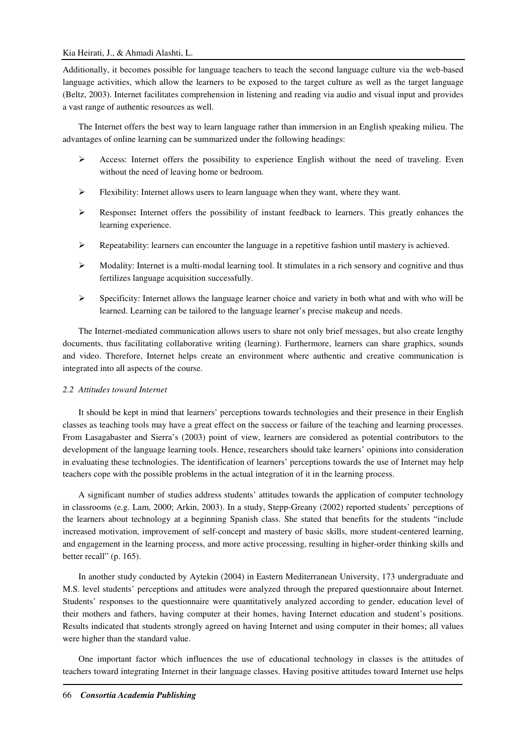Additionally, it becomes possible for language teachers to teach the second language culture via the web-based language activities, which allow the learners to be exposed to the target culture as well as the target language (Beltz, 2003). Internet facilitates comprehension in listening and reading via audio and visual input and provides a vast range of authentic resources as well.

The Internet offers the best way to learn language rather than immersion in an English speaking milieu. The advantages of online learning can be summarized under the following headings:

- Access: Internet offers the possibility to experience English without the need of traveling. Even without the need of leaving home or bedroom.
- Flexibility: Internet allows users to learn language when they want, where they want.
- Response**:** Internet offers the possibility of instant feedback to learners. This greatly enhances the learning experience.
- Repeatability: learners can encounter the language in a repetitive fashion until mastery is achieved.
- Modality: Internet is a multi-modal learning tool. It stimulates in a rich sensory and cognitive and thus fertilizes language acquisition successfully.
- Specificity: Internet allows the language learner choice and variety in both what and with who will be learned. Learning can be tailored to the language learner's precise makeup and needs.

The Internet-mediated communication allows users to share not only brief messages, but also create lengthy documents, thus facilitating collaborative writing (learning). Furthermore, learners can share graphics, sounds and video. Therefore, Internet helps create an environment where authentic and creative communication is integrated into all aspects of the course.

### *2.2 Attitudes toward Internet*

It should be kept in mind that learners' perceptions towards technologies and their presence in their English classes as teaching tools may have a great effect on the success or failure of the teaching and learning processes. From Lasagabaster and Sierra's (2003) point of view, learners are considered as potential contributors to the development of the language learning tools. Hence, researchers should take learners' opinions into consideration in evaluating these technologies. The identification of learners' perceptions towards the use of Internet may help teachers cope with the possible problems in the actual integration of it in the learning process.

A significant number of studies address students' attitudes towards the application of computer technology in classrooms (e.g. Lam, 2000; Arkin, 2003). In a study, Stepp-Greany (2002) reported students' perceptions of the learners about technology at a beginning Spanish class. She stated that benefits for the students "include increased motivation, improvement of self-concept and mastery of basic skills, more student-centered learning, and engagement in the learning process, and more active processing, resulting in higher-order thinking skills and better recall" (p. 165).

In another study conducted by Aytekin (2004) in Eastern Mediterranean University, 173 undergraduate and M.S. level students' perceptions and attitudes were analyzed through the prepared questionnaire about Internet. Students' responses to the questionnaire were quantitatively analyzed according to gender, education level of their mothers and fathers, having computer at their homes, having Internet education and student's positions. Results indicated that students strongly agreed on having Internet and using computer in their homes; all values were higher than the standard value.

One important factor which influences the use of educational technology in classes is the attitudes of teachers toward integrating Internet in their language classes. Having positive attitudes toward Internet use helps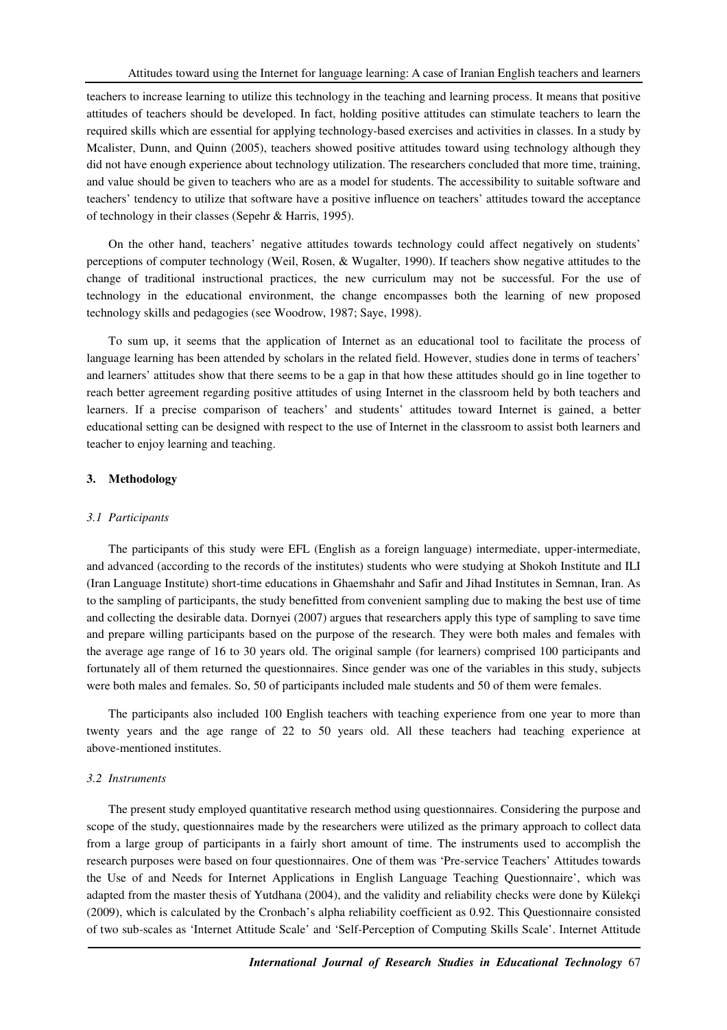teachers to increase learning to utilize this technology in the teaching and learning process. It means that positive attitudes of teachers should be developed. In fact, holding positive attitudes can stimulate teachers to learn the required skills which are essential for applying technology-based exercises and activities in classes. In a study by Mcalister, Dunn, and Quinn (2005), teachers showed positive attitudes toward using technology although they did not have enough experience about technology utilization. The researchers concluded that more time, training, and value should be given to teachers who are as a model for students. The accessibility to suitable software and teachers' tendency to utilize that software have a positive influence on teachers' attitudes toward the acceptance of technology in their classes (Sepehr & Harris, 1995).

On the other hand, teachers' negative attitudes towards technology could affect negatively on students' perceptions of computer technology (Weil, Rosen, & Wugalter, 1990). If teachers show negative attitudes to the change of traditional instructional practices, the new curriculum may not be successful. For the use of technology in the educational environment, the change encompasses both the learning of new proposed technology skills and pedagogies (see Woodrow, 1987; Saye, 1998).

To sum up, it seems that the application of Internet as an educational tool to facilitate the process of language learning has been attended by scholars in the related field. However, studies done in terms of teachers' and learners' attitudes show that there seems to be a gap in that how these attitudes should go in line together to reach better agreement regarding positive attitudes of using Internet in the classroom held by both teachers and learners. If a precise comparison of teachers' and students' attitudes toward Internet is gained, a better educational setting can be designed with respect to the use of Internet in the classroom to assist both learners and teacher to enjoy learning and teaching.

## 3. Methodology

### *3.1 Participants*

The participants of this study were EFL (English as a foreign language) intermediate, upper-intermediate, and advanced (according to the records of the institutes) students who were studying at Shokoh Institute and ILI (Iran Language Institute) short-time educations in Ghaemshahr and Safir and Jihad Institutes in Semnan, Iran. As to the sampling of participants, the study benefitted from convenient sampling due to making the best use of time and collecting the desirable data. Dornyei (2007) argues that researchers apply this type of sampling to save time and prepare willing participants based on the purpose of the research. They were both males and females with the average age range of 16 to 30 years old. The original sample (for learners) comprised 100 participants and fortunately all of them returned the questionnaires. Since gender was one of the variables in this study, subjects were both males and females. So, 50 of participants included male students and 50 of them were females.

The participants also included 100 English teachers with teaching experience from one year to more than twenty years and the age range of 22 to 50 years old. All these teachers had teaching experience at above-mentioned institutes.

### *3.2 Instruments*

The present study employed quantitative research method using questionnaires. Considering the purpose and scope of the study, questionnaires made by the researchers were utilized as the primary approach to collect data from a large group of participants in a fairly short amount of time. The instruments used to accomplish the research purposes were based on four questionnaires. One of them was 'Pre-service Teachers' Attitudes towards the Use of and Needs for Internet Applications in English Language Teaching Questionnaire', which was adapted from the master thesis of Yutdhana (2004), and the validity and reliability checks were done by Külekçi (2009), which is calculated by the Cronbach's alpha reliability coefficient as 0.92. This Questionnaire consisted of two sub-scales as 'Internet Attitude Scale' and 'Self-Perception of Computing Skills Scale'. Internet Attitude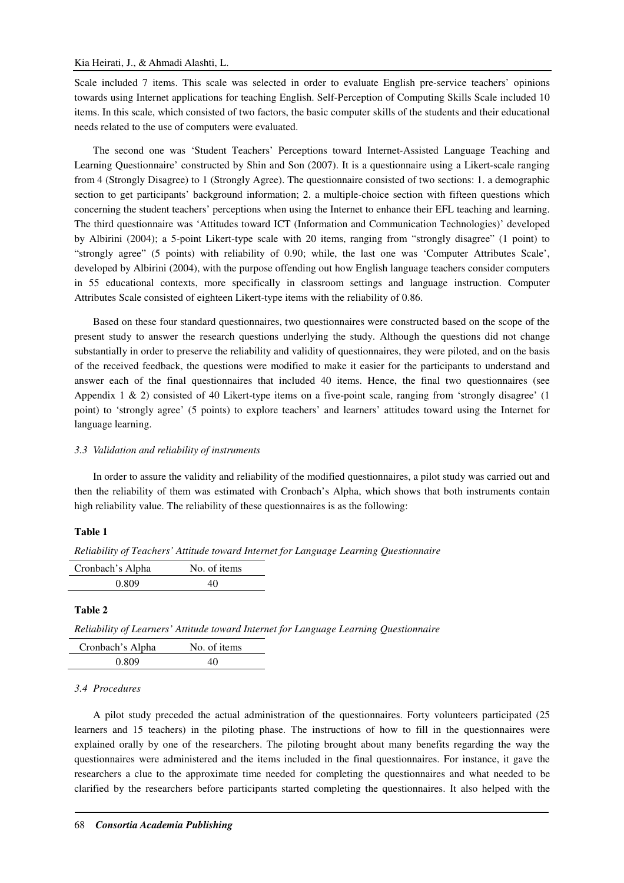Scale included 7 items. This scale was selected in order to evaluate English pre-service teachers' opinions towards using Internet applications for teaching English. Self-Perception of Computing Skills Scale included 10 items. In this scale, which consisted of two factors, the basic computer skills of the students and their educational needs related to the use of computers were evaluated.

The second one was 'Student Teachers' Perceptions toward Internet-Assisted Language Teaching and Learning Questionnaire' constructed by Shin and Son (2007). It is a questionnaire using a Likert-scale ranging from 4 (Strongly Disagree) to 1 (Strongly Agree). The questionnaire consisted of two sections: 1. a demographic section to get participants' background information; 2. a multiple-choice section with fifteen questions which concerning the student teachers' perceptions when using the Internet to enhance their EFL teaching and learning. The third questionnaire was 'Attitudes toward ICT (Information and Communication Technologies)' developed by Albirini (2004); a 5-point Likert-type scale with 20 items, ranging from "strongly disagree" (1 point) to "strongly agree" (5 points) with reliability of 0.90; while, the last one was 'Computer Attributes Scale', developed by Albirini (2004), with the purpose offending out how English language teachers consider computers in 55 educational contexts, more specifically in classroom settings and language instruction. Computer Attributes Scale consisted of eighteen Likert-type items with the reliability of 0.86.

Based on these four standard questionnaires, two questionnaires were constructed based on the scope of the present study to answer the research questions underlying the study. Although the questions did not change substantially in order to preserve the reliability and validity of questionnaires, they were piloted, and on the basis of the received feedback, the questions were modified to make it easier for the participants to understand and answer each of the final questionnaires that included 40 items. Hence, the final two questionnaires (see Appendix 1 & 2) consisted of 40 Likert-type items on a five-point scale, ranging from 'strongly disagree' (1 point) to 'strongly agree' (5 points) to explore teachers' and learners' attitudes toward using the Internet for language learning.

### *3.3 Validation and reliability of instruments*

In order to assure the validity and reliability of the modified questionnaires, a pilot study was carried out and then the reliability of them was estimated with Cronbach's Alpha, which shows that both instruments contain high reliability value. The reliability of these questionnaires is as the following:

**Table 1**

*Reliability of Teachers' Attitude toward Internet for Language Learning Questionnaire*

| Cronbach's Alpha | No. of items |
|---|---|
| 0.809 | 40 |

**Table 2**

*Reliability of Learners' Attitude toward Internet for Language Learning Questionnaire*

| Cronbach's Alpha | No. of items |
|---|---|
| 0.809 | 40 |

### *3.4 Procedures*

A pilot study preceded the actual administration of the questionnaires. Forty volunteers participated (25 learners and 15 teachers) in the piloting phase. The instructions of how to fill in the questionnaires were explained orally by one of the researchers. The piloting brought about many benefits regarding the way the questionnaires were administered and the items included in the final questionnaires. For instance, it gave the researchers a clue to the approximate time needed for completing the questionnaires and what needed to be clarified by the researchers before participants started completing the questionnaires. It also helped with the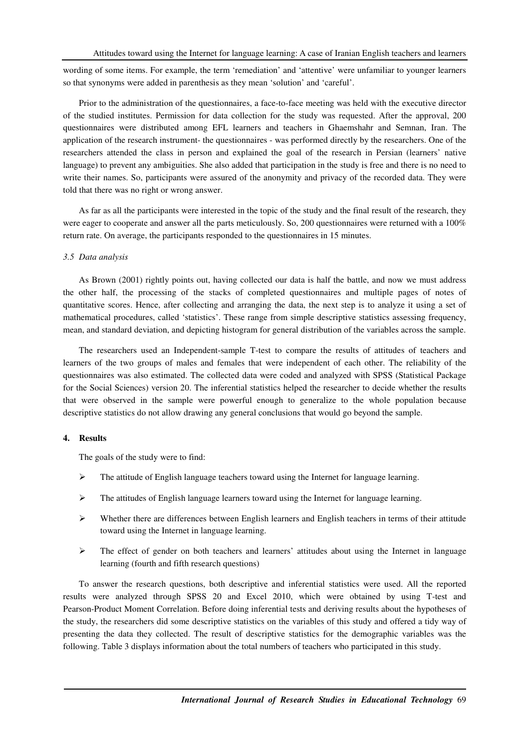wording of some items. For example, the term 'remediation' and 'attentive' were unfamiliar to younger learners so that synonyms were added in parenthesis as they mean 'solution' and 'careful'.

Prior to the administration of the questionnaires, a face-to-face meeting was held with the executive director of the studied institutes. Permission for data collection for the study was requested. After the approval, 200 questionnaires were distributed among EFL learners and teachers in Ghaemshahr and Semnan, Iran. The application of the research instrument- the questionnaires - was performed directly by the researchers. One of the researchers attended the class in person and explained the goal of the research in Persian (learners' native language) to prevent any ambiguities. She also added that participation in the study is free and there is no need to write their names. So, participants were assured of the anonymity and privacy of the recorded data. They were told that there was no right or wrong answer.

As far as all the participants were interested in the topic of the study and the final result of the research, they were eager to cooperate and answer all the parts meticulously. So, 200 questionnaires were returned with a 100% return rate. On average, the participants responded to the questionnaires in 15 minutes.

### *3.5 Data analysis*

As Brown (2001) rightly points out, having collected our data is half the battle, and now we must address the other half, the processing of the stacks of completed questionnaires and multiple pages of notes of quantitative scores. Hence, after collecting and arranging the data, the next step is to analyze it using a set of mathematical procedures, called 'statistics'. These range from simple descriptive statistics assessing frequency, mean, and standard deviation, and depicting histogram for general distribution of the variables across the sample.

The researchers used an Independent-sample T-test to compare the results of attitudes of teachers and learners of the two groups of males and females that were independent of each other. The reliability of the questionnaires was also estimated. The collected data were coded and analyzed with SPSS (Statistical Package for the Social Sciences) version 20. The inferential statistics helped the researcher to decide whether the results that were observed in the sample were powerful enough to generalize to the whole population because descriptive statistics do not allow drawing any general conclusions that would go beyond the sample.

## 4. Results

The goals of the study were to find:

- The attitude of English language teachers toward using the Internet for language learning.
- The attitudes of English language learners toward using the Internet for language learning.
- Whether there are differences between English learners and English teachers in terms of their attitude toward using the Internet in language learning.
- The effect of gender on both teachers and learners' attitudes about using the Internet in language learning (fourth and fifth research questions)

To answer the research questions, both descriptive and inferential statistics were used. All the reported results were analyzed through SPSS 20 and Excel 2010, which were obtained by using T-test and Pearson-Product Moment Correlation. Before doing inferential tests and deriving results about the hypotheses of the study, the researchers did some descriptive statistics on the variables of this study and offered a tidy way of presenting the data they collected. The result of descriptive statistics for the demographic variables was the following. Table 3 displays information about the total numbers of teachers who participated in this study.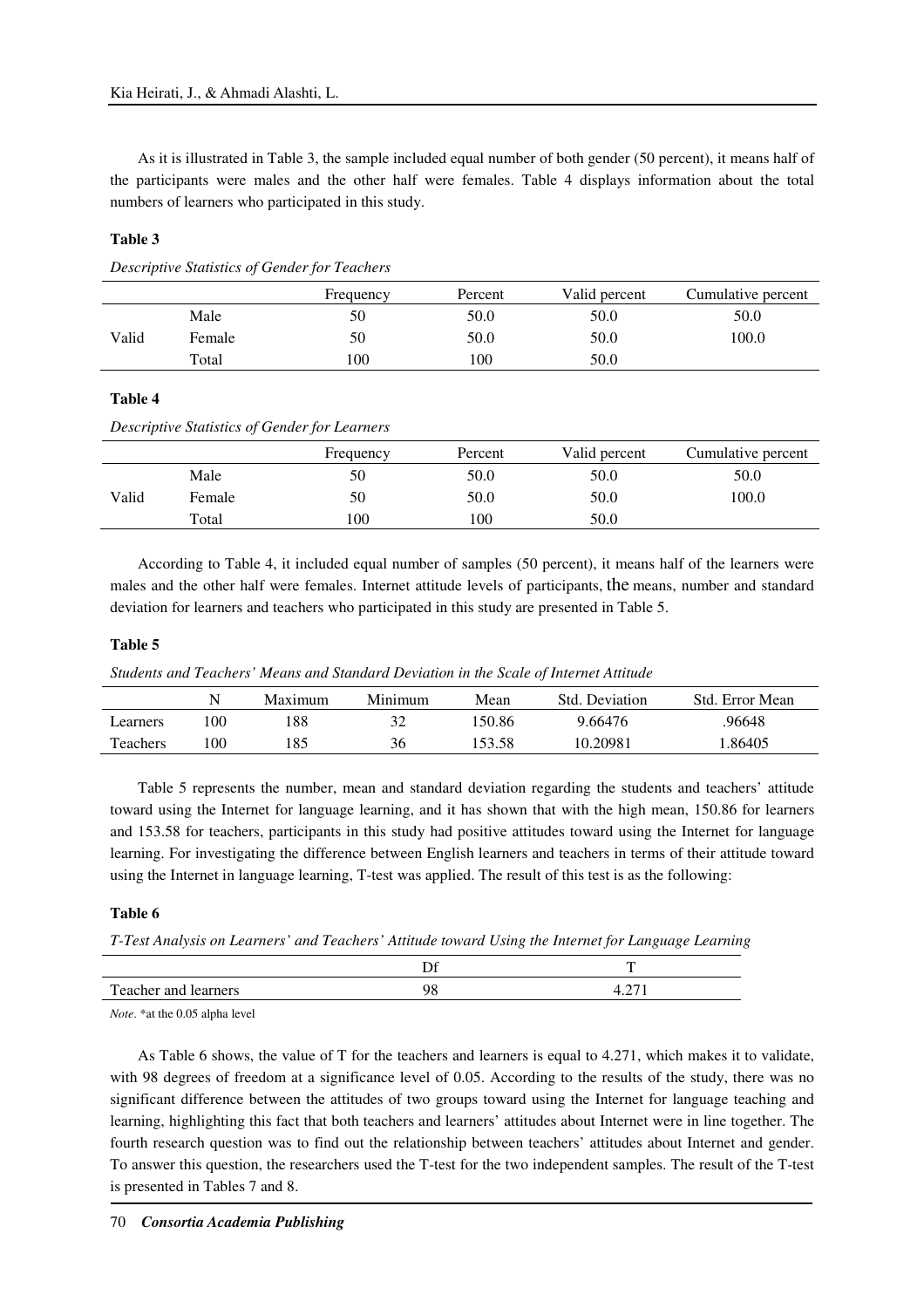As it is illustrated in Table 3, the sample included equal number of both gender (50 percent), it means half of the participants were males and the other half were females. Table 4 displays information about the total numbers of learners who participated in this study.

**Table 3**

*Descriptive Statistics of Gender for Teachers*

| | | Frequency | Percent | Valid percent | Cumulative percent |
|---|---|---|---|---|---|
| Valid | Male | 50 | 50.0 | 50.0 | 50.0 |
| | Female | 50 | 50.0 | 50.0 | 100.0 |
| | Total | 100 | 100 | 50.0 | |

**Table 4**

*Descriptive Statistics of Gender for Learners*

| | | Frequency | Percent | Valid percent | Cumulative percent |
|---|---|---|---|---|---|
| Valid | Male | 50 | 50.0 | 50.0 | 50.0 |
| | Female | 50 | 50.0 | 50.0 | 100.0 |
| | Total | 100 | 100 | 50.0 | |

According to Table 4, it included equal number of samples (50 percent), it means half of the learners were males and the other half were females. Internet attitude levels of participants, the means, number and standard deviation for learners and teachers who participated in this study are presented in Table 5.

**Table 5**

*Students and Teachers' Means and Standard Deviation in the Scale of Internet Attitude*

| | N | Maximum | Minimum | Mean | Std. Deviation | Std. Error Mean |
|---|---|---|---|---|---|---|
| Learners | 100 | 188 | 32 | 150.86 | 9.66476 | .96648 |
| Teachers | 100 | 185 | 36 | 153.58 | 10.20981 | 1.86405 |

Table 5 represents the number, mean and standard deviation regarding the students and teachers' attitude toward using the Internet for language learning, and it has shown that with the high mean, 150.86 for learners and 153.58 for teachers, participants in this study had positive attitudes toward using the Internet for language learning. For investigating the difference between English learners and teachers in terms of their attitude toward using the Internet in language learning, T-test was applied. The result of this test is as the following:

**Table 6**

*T-Test Analysis on Learners' and Teachers' Attitude toward Using the Internet for Language Learning*

| | Df | T |
|---|---|---|
| Teacher and learners | 98 | 4.271 |

*Note*. *at the 0.05 alpha level

As Table 6 shows, the value of T for the teachers and learners is equal to 4.271, which makes it to validate, with 98 degrees of freedom at a significance level of 0.05. According to the results of the study, there was no significant difference between the attitudes of two groups toward using the Internet for language teaching and learning, highlighting this fact that both teachers and learners' attitudes about Internet were in line together. The fourth research question was to find out the relationship between teachers' attitudes about Internet and gender. To answer this question, the researchers used the T-test for the two independent samples. The result of the T-test is presented in Tables 7 and 8.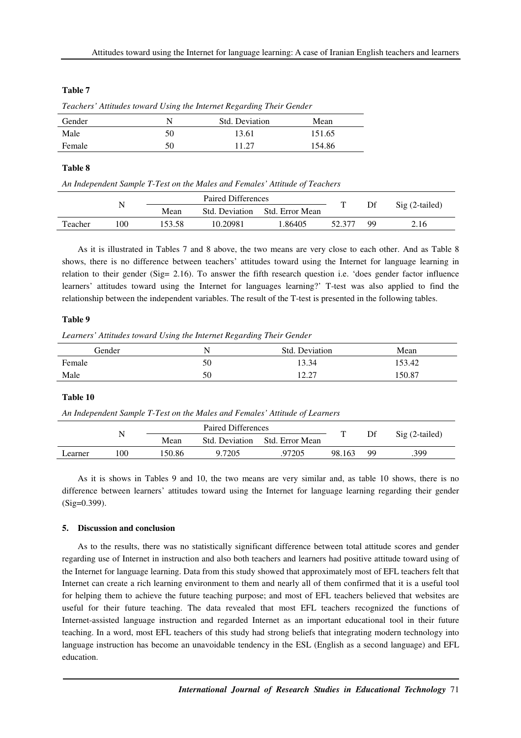**Table 7**

*Teachers' Attitudes toward Using the Internet Regarding Their Gender*

| Gender | N | Std. Deviation | Mean |
|---|---|---|---|
| Male | 50 | 13.61 | 151.65 |
| Female | 50 | 11.27 | 154.86 |

**Table 8**

*An Independent Sample T-Test on the Males and Females' Attitude of Teachers*

| | N | Paired Differences | | | T | Df | Sig (2-tailed) |
|---|---|---|---|---|---|---|---|
| | | Mean | Std. Deviation | Std. Error Mean | | | |
| Teacher | 100 | 153.58 | 10.20981 | 1.86405 | 52.377 | 99 | 2.16 |

As it is illustrated in Tables 7 and 8 above, the two means are very close to each other. And as Table 8 shows, there is no difference between teachers' attitudes toward using the Internet for language learning in relation to their gender (Sig= 2.16). To answer the fifth research question i.e. 'does gender factor influence learners' attitudes toward using the Internet for languages learning?' T-test was also applied to find the relationship between the independent variables. The result of the T-test is presented in the following tables.

**Table 9**

*Learners' Attitudes toward Using the Internet Regarding Their Gender*

| Gender | N | Std. Deviation | Mean |
|---|---|---|---|
| Female | 50 | 13.34 | 153.42 |
| Male | 50 | 12.27 | 150.87 |

**Table 10**

*An Independent Sample T-Test on the Males and Females' Attitude of Learners*

| | N | Paired Differences | | | T | Df | Sig (2-tailed) |
|---|---|---|---|---|---|---|---|
| | | Mean | Std. Deviation | Std. Error Mean | | | |
| Learner | 100 | 150.86 | 9.7205 | .97205 | 98.163 | 99 | .399 |

As it is shows in Tables 9 and 10, the two means are very similar and, as table 10 shows, there is no difference between learners' attitudes toward using the Internet for language learning regarding their gender (Sig=0.399).

## 5. Discussion and conclusion

As to the results, there was no statistically significant difference between total attitude scores and gender regarding use of Internet in instruction and also both teachers and learners had positive attitude toward using of the Internet for language learning. Data from this study showed that approximately most of EFL teachers felt that Internet can create a rich learning environment to them and nearly all of them confirmed that it is a useful tool for helping them to achieve the future teaching purpose; and most of EFL teachers believed that websites are useful for their future teaching. The data revealed that most EFL teachers recognized the functions of Internet-assisted language instruction and regarded Internet as an important educational tool in their future teaching. In a word, most EFL teachers of this study had strong beliefs that integrating modern technology into language instruction has become an unavoidable tendency in the ESL (English as a second language) and EFL education.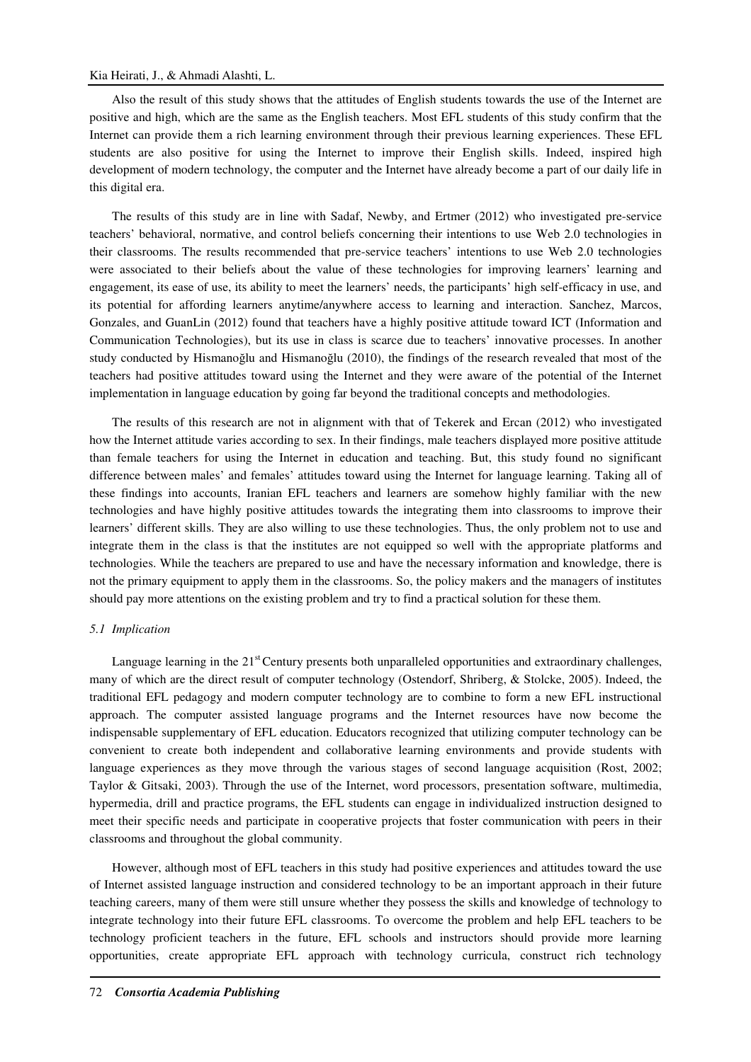Also the result of this study shows that the attitudes of English students towards the use of the Internet are positive and high, which are the same as the English teachers. Most EFL students of this study confirm that the Internet can provide them a rich learning environment through their previous learning experiences. These EFL students are also positive for using the Internet to improve their English skills. Indeed, inspired high development of modern technology, the computer and the Internet have already become a part of our daily life in this digital era.

The results of this study are in line with Sadaf, Newby, and Ertmer (2012) who investigated pre-service teachers' behavioral, normative, and control beliefs concerning their intentions to use Web 2.0 technologies in their classrooms. The results recommended that pre-service teachers' intentions to use Web 2.0 technologies were associated to their beliefs about the value of these technologies for improving learners' learning and engagement, its ease of use, its ability to meet the learners' needs, the participants' high self-efficacy in use, and its potential for affording learners anytime/anywhere access to learning and interaction. Sanchez, Marcos, Gonzales, and GuanLin (2012) found that teachers have a highly positive attitude toward ICT (Information and Communication Technologies), but its use in class is scarce due to teachers' innovative processes. In another study conducted by Hismanoğlu and Hismanoğlu (2010), the findings of the research revealed that most of the teachers had positive attitudes toward using the Internet and they were aware of the potential of the Internet implementation in language education by going far beyond the traditional concepts and methodologies.

The results of this research are not in alignment with that of Tekerek and Ercan (2012) who investigated how the Internet attitude varies according to sex. In their findings, male teachers displayed more positive attitude than female teachers for using the Internet in education and teaching. But, this study found no significant difference between males' and females' attitudes toward using the Internet for language learning. Taking all of these findings into accounts, Iranian EFL teachers and learners are somehow highly familiar with the new technologies and have highly positive attitudes towards the integrating them into classrooms to improve their learners' different skills. They are also willing to use these technologies. Thus, the only problem not to use and integrate them in the class is that the institutes are not equipped so well with the appropriate platforms and technologies. While the teachers are prepared to use and have the necessary information and knowledge, there is not the primary equipment to apply them in the classrooms. So, the policy makers and the managers of institutes should pay more attentions on the existing problem and try to find a practical solution for these them.

### *5.1 Implication*

Language learning in the 21st Century presents both unparalleled opportunities and extraordinary challenges, many of which are the direct result of computer technology (Ostendorf, Shriberg, & Stolcke, 2005). Indeed, the traditional EFL pedagogy and modern computer technology are to combine to form a new EFL instructional approach. The computer assisted language programs and the Internet resources have now become the indispensable supplementary of EFL education. Educators recognized that utilizing computer technology can be convenient to create both independent and collaborative learning environments and provide students with language experiences as they move through the various stages of second language acquisition (Rost, 2002; Taylor & Gitsaki, 2003). Through the use of the Internet, word processors, presentation software, multimedia, hypermedia, drill and practice programs, the EFL students can engage in individualized instruction designed to meet their specific needs and participate in cooperative projects that foster communication with peers in their classrooms and throughout the global community.

However, although most of EFL teachers in this study had positive experiences and attitudes toward the use of Internet assisted language instruction and considered technology to be an important approach in their future teaching careers, many of them were still unsure whether they possess the skills and knowledge of technology to integrate technology into their future EFL classrooms. To overcome the problem and help EFL teachers to be technology proficient teachers in the future, EFL schools and instructors should provide more learning opportunities, create appropriate EFL approach with technology curricula, construct rich technology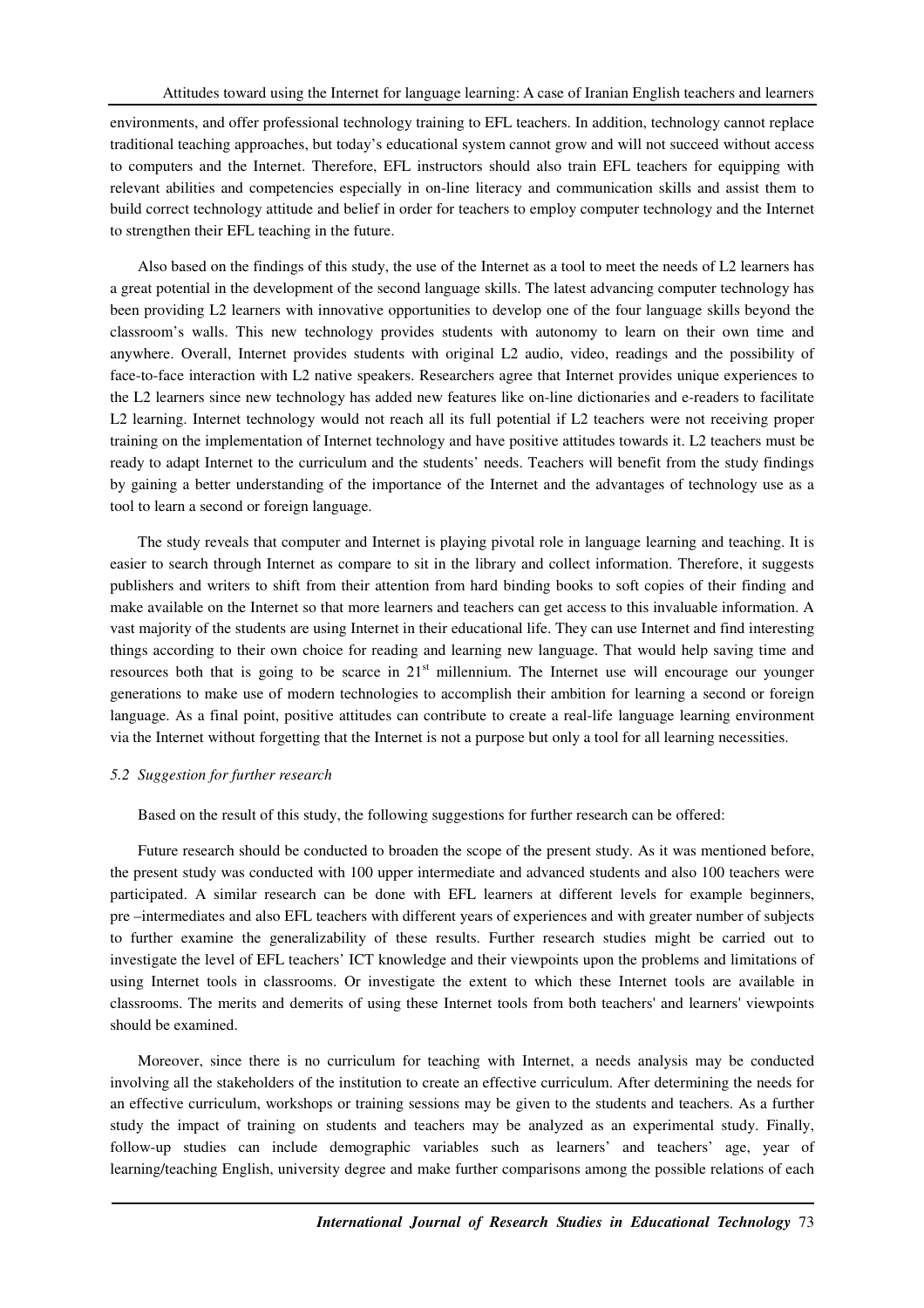environments, and offer professional technology training to EFL teachers. In addition, technology cannot replace traditional teaching approaches, but today's educational system cannot grow and will not succeed without access to computers and the Internet. Therefore, EFL instructors should also train EFL teachers for equipping with relevant abilities and competencies especially in on-line literacy and communication skills and assist them to build correct technology attitude and belief in order for teachers to employ computer technology and the Internet to strengthen their EFL teaching in the future.

Also based on the findings of this study, the use of the Internet as a tool to meet the needs of L2 learners has a great potential in the development of the second language skills. The latest advancing computer technology has been providing L2 learners with innovative opportunities to develop one of the four language skills beyond the classroom's walls. This new technology provides students with autonomy to learn on their own time and anywhere. Overall, Internet provides students with original L2 audio, video, readings and the possibility of face-to-face interaction with L2 native speakers. Researchers agree that Internet provides unique experiences to the L2 learners since new technology has added new features like on-line dictionaries and e-readers to facilitate L2 learning. Internet technology would not reach all its full potential if L2 teachers were not receiving proper training on the implementation of Internet technology and have positive attitudes towards it. L2 teachers must be ready to adapt Internet to the curriculum and the students' needs. Teachers will benefit from the study findings by gaining a better understanding of the importance of the Internet and the advantages of technology use as a tool to learn a second or foreign language.

The study reveals that computer and Internet is playing pivotal role in language learning and teaching. It is easier to search through Internet as compare to sit in the library and collect information. Therefore, it suggests publishers and writers to shift from their attention from hard binding books to soft copies of their finding and make available on the Internet so that more learners and teachers can get access to this invaluable information. A vast majority of the students are using Internet in their educational life. They can use Internet and find interesting things according to their own choice for reading and learning new language. That would help saving time and resources both that is going to be scarce in 21st millennium. The Internet use will encourage our younger generations to make use of modern technologies to accomplish their ambition for learning a second or foreign language. As a final point, positive attitudes can contribute to create a real-life language learning environment via the Internet without forgetting that the Internet is not a purpose but only a tool for all learning necessities.

### *5.2 Suggestion for further research*

Based on the result of this study, the following suggestions for further research can be offered:

Future research should be conducted to broaden the scope of the present study. As it was mentioned before, the present study was conducted with 100 upper intermediate and advanced students and also 100 teachers were participated. A similar research can be done with EFL learners at different levels for example beginners, pre –intermediates and also EFL teachers with different years of experiences and with greater number of subjects to further examine the generalizability of these results. Further research studies might be carried out to investigate the level of EFL teachers' ICT knowledge and their viewpoints upon the problems and limitations of using Internet tools in classrooms. Or investigate the extent to which these Internet tools are available in classrooms. The merits and demerits of using these Internet tools from both teachers' and learners' viewpoints should be examined.

Moreover, since there is no curriculum for teaching with Internet, a needs analysis may be conducted involving all the stakeholders of the institution to create an effective curriculum. After determining the needs for an effective curriculum, workshops or training sessions may be given to the students and teachers. As a further study the impact of training on students and teachers may be analyzed as an experimental study. Finally, follow-up studies can include demographic variables such as learners' and teachers' age, year of learning/teaching English, university degree and make further comparisons among the possible relations of each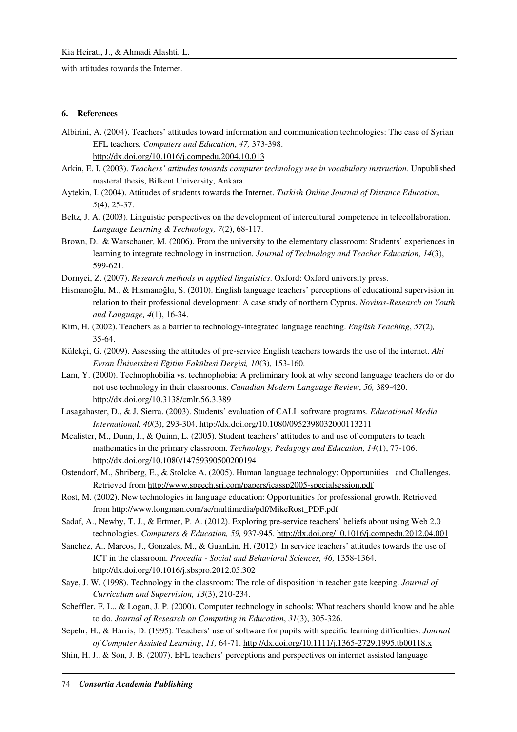with attitudes towards the Internet.

### 6. References

Albirini, A. (2004). Teachers' attitudes toward information and communication technologies: The case of Syrian EFL teachers. *Computers and Education*, *47,* 373-398. http://dx.doi.org/10.1016/j.compedu.2004.10.013

Arkin, E. I. (2003). *Teachers' attitudes towards computer technology use in vocabulary instruction.* Unpublished masteral thesis, Bilkent University, Ankara.

Aytekin, I. (2004). Attitudes of students towards the Internet. *Turkish Online Journal of Distance Education, 5*(4), 25-37.

Beltz, J. A. (2003). Linguistic perspectives on the development of intercultural competence in telecollaboration. *Language Learning & Technology, 7*(2), 68-117.

Brown, D., & Warschauer, M. (2006). From the university to the elementary classroom: Students' experiences in learning to integrate technology in instruction*. Journal of Technology and Teacher Education, 14*(3), 599-621.

Dornyei, Z. (2007). *Research methods in applied linguistics*. Oxford: Oxford university press.

Hismanoğlu, M., & Hismanoğlu, S. (2010). English language teachers' perceptions of educational supervision in relation to their professional development: A case study of northern Cyprus. *Novitas-Research on Youth and Language, 4*(1), 16-34.

Kim, H. (2002). Teachers as a barrier to technology-integrated language teaching. *English Teaching*, *57*(2*),* 35-64.

Külekçi, G. (2009). Assessing the attitudes of pre-service English teachers towards the use of the internet. *Ahi Evran Üniversitesi Eğitim Fakültesi Dergisi, 10*(3), 153-160.

Lam, Y. (2000). Technophobilia vs. technophobia: A preliminary look at why second language teachers do or do not use technology in their classrooms. *Canadian Modern Language Review*, *56,* 389-420. http://dx.doi.org/10.3138/cmlr.56.3.389

Lasagabaster, D., & J. Sierra. (2003). Students' evaluation of CALL software programs. *Educational Media International, 40*(3), 293-304. http://dx.doi.org/10.1080/0952398032000113211

Mcalister, M., Dunn, J., & Quinn, L. (2005). Student teachers' attitudes to and use of computers to teach mathematics in the primary classroom. *Technology, Pedagogy and Education, 14*(1), 77-106. http://dx.doi.org/10.1080/14759390500200194

Ostendorf, M., Shriberg, E., & Stolcke A. (2005). Human language technology: Opportunities and Challenges. Retrieved from http://www.speech.sri.com/papers/icassp2005-specialsession.pdf

Rost, M. (2002). New technologies in language education: Opportunities for professional growth. Retrieved from http://www.longman.com/ae/multimedia/pdf/MikeRost_PDF.pdf

Sadaf, A., Newby, T. J., & Ertmer, P. A. (2012). Exploring pre-service teachers' beliefs about using Web 2.0 technologies. *Computers & Education, 59,* 937-945. http://dx.doi.org/10.1016/j.compedu.2012.04.001

Sanchez, A., Marcos, J., Gonzales, M., & GuanLin, H. (2012). In service teachers' attitudes towards the use of ICT in the classroom. *Procedia - Social and Behavioral Sciences, 46,* 1358-1364. http://dx.doi.org/10.1016/j.sbspro.2012.05.302

Saye, J. W. (1998). Technology in the classroom: The role of disposition in teacher gate keeping. *Journal of Curriculum and Supervision, 13*(3), 210-234.

Scheffler, F. L., & Logan, J. P. (2000). Computer technology in schools: What teachers should know and be able to do. *Journal of Research on Computing in Education*, *31*(3), 305-326.

Sepehr, H., & Harris, D. (1995). Teachers' use of software for pupils with specific learning difficulties. *Journal of Computer Assisted Learning*, *11,* 64-71. http://dx.doi.org/10.1111/j.1365-2729.1995.tb00118.x

Shin, H. J., & Son, J. B. (2007). EFL teachers' perceptions and perspectives on internet assisted language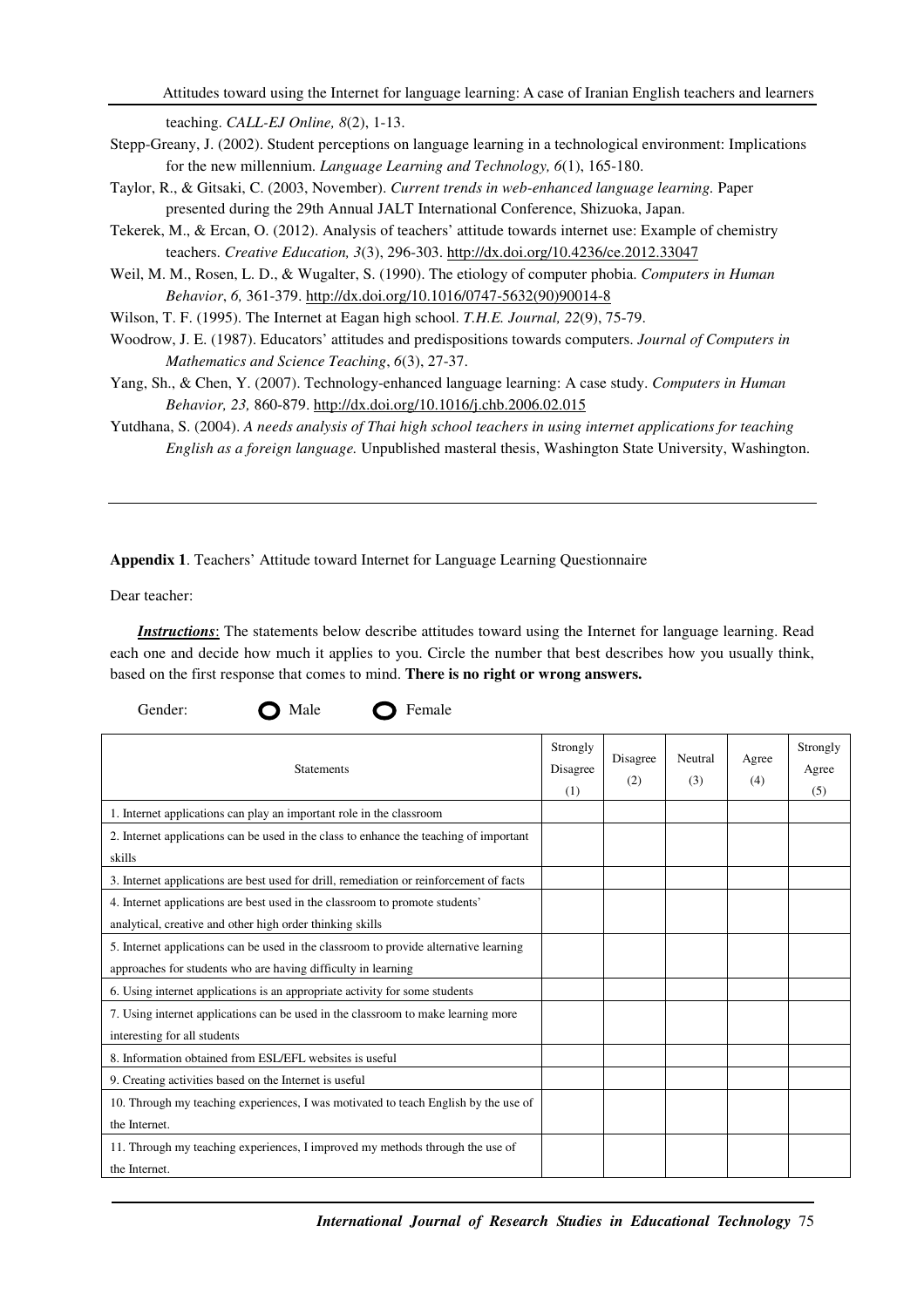teaching. *CALL-EJ Online, 8*(2), 1-13.

Stepp-Greany, J. (2002). Student perceptions on language learning in a technological environment: Implications for the new millennium. *Language Learning and Technology, 6*(1), 165-180.

Taylor, R., & Gitsaki, C. (2003, November). *Current trends in web-enhanced language learning.* Paper presented during the 29th Annual JALT International Conference, Shizuoka, Japan.

Tekerek, M., & Ercan, O. (2012). Analysis of teachers' attitude towards internet use: Example of chemistry teachers. *Creative Education, 3*(3), 296-303. http://dx.doi.org/10.4236/ce.2012.33047

Weil, M. M., Rosen, L. D., & Wugalter, S. (1990). The etiology of computer phobia. *Computers in Human Behavior*, *6,* 361-379. http://dx.doi.org/10.1016/0747-5632(90)90014-8

Wilson, T. F. (1995). The Internet at Eagan high school. *T.H.E. Journal, 22*(9), 75-79.

Woodrow, J. E. (1987). Educators' attitudes and predispositions towards computers. *Journal of Computers in Mathematics and Science Teaching*, *6*(3), 27-37.

Yang, Sh., & Chen, Y. (2007). Technology-enhanced language learning: A case study. *Computers in Human Behavior, 23,* 860-879. http://dx.doi.org/10.1016/j.chb.2006.02.015

Yutdhana, S. (2004). *A needs analysis of Thai high school teachers in using internet applications for teaching English as a foreign language.* Unpublished masteral thesis, Washington State University, Washington.

---

**Appendix 1**. Teachers' Attitude toward Internet for Language Learning Questionnaire

Dear teacher:

***Instructions***: The statements below describe attitudes toward using the Internet for language learning. Read each one and decide how much it applies to you. Circle the number that best describes how you usually think, based on the first response that comes to mind. **There is no right or wrong answers.**

Gender: ○ Male ○ Female

| Statements | Strongly Disagree (1) | Disagree (2) | Neutral (3) | Agree (4) | Strongly Agree (5) |
|---|---|---|---|---|---|
| 1. Internet applications can play an important role in the classroom | | | | | |
| 2. Internet applications can be used in the class to enhance the teaching of important skills | | | | | |
| 3. Internet applications are best used for drill, remediation or reinforcement of facts | | | | | |
| 4. Internet applications are best used in the classroom to promote students' analytical, creative and other high order thinking skills | | | | | |
| 5. Internet applications can be used in the classroom to provide alternative learning approaches for students who are having difficulty in learning | | | | | |
| 6. Using internet applications is an appropriate activity for some students | | | | | |
| 7. Using internet applications can be used in the classroom to make learning more interesting for all students | | | | | |
| 8. Information obtained from ESL/EFL websites is useful | | | | | |
| 9. Creating activities based on the Internet is useful | | | | | |
| 10. Through my teaching experiences, I was motivated to teach English by the use of the Internet. | | | | | |
| 11. Through my teaching experiences, I improved my methods through the use of the Internet. | | | | | |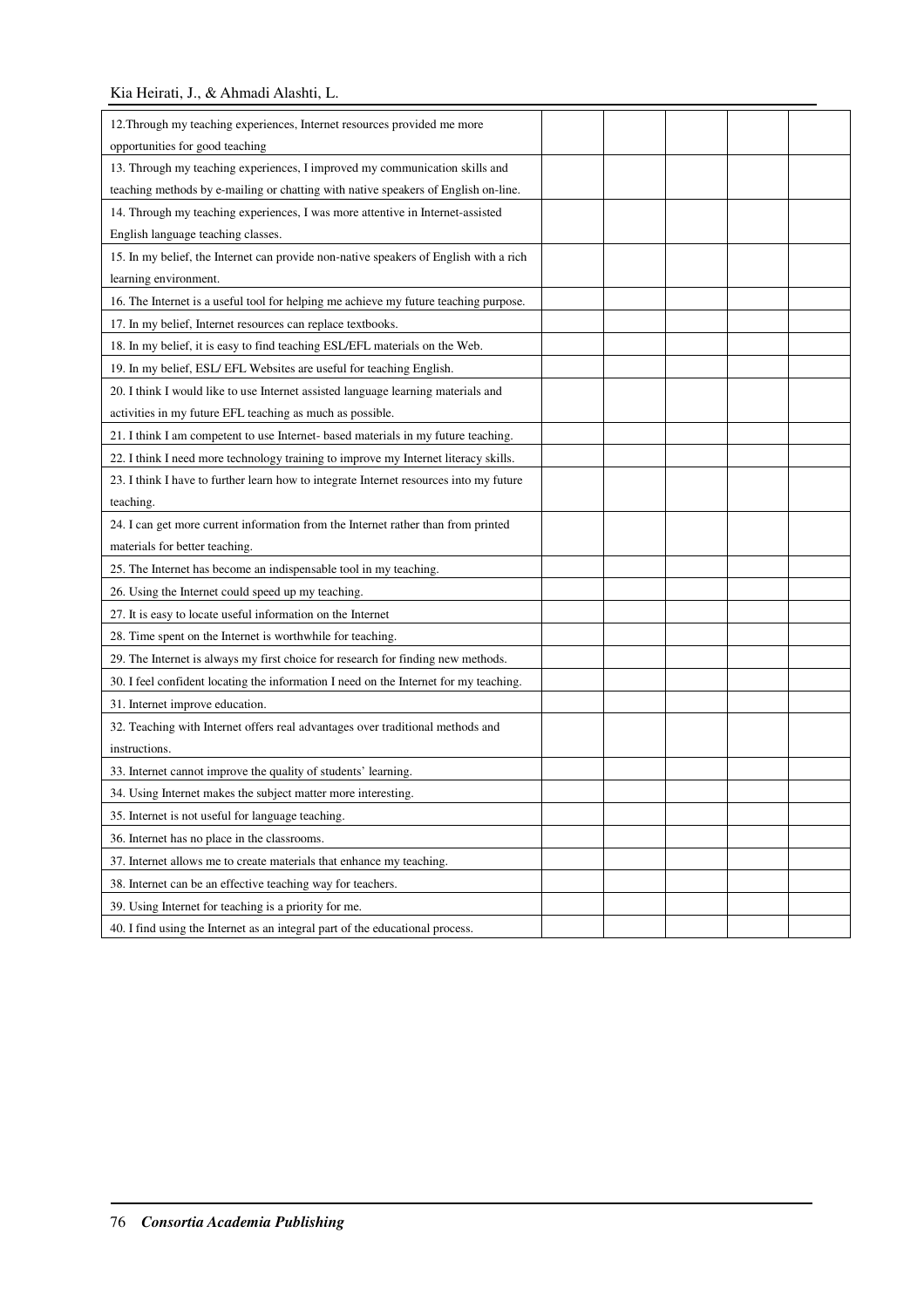| | | | | | |
|---|---|---|---|---|---|
| 12.Through my teaching experiences, Internet resources provided me more opportunities for good teaching | | | | | |
| 13. Through my teaching experiences, I improved my communication skills and teaching methods by e-mailing or chatting with native speakers of English on-line. | | | | | |
| 14. Through my teaching experiences, I was more attentive in Internet-assisted English language teaching classes. | | | | | |
| 15. In my belief, the Internet can provide non-native speakers of English with a rich learning environment. | | | | | |
| 16. The Internet is a useful tool for helping me achieve my future teaching purpose. | | | | | |
| 17. In my belief, Internet resources can replace textbooks. | | | | | |
| 18. In my belief, it is easy to find teaching ESL/EFL materials on the Web. | | | | | |
| 19. In my belief, ESL/ EFL Websites are useful for teaching English. | | | | | |
| 20. I think I would like to use Internet assisted language learning materials and activities in my future EFL teaching as much as possible. | | | | | |
| 21. I think I am competent to use Internet- based materials in my future teaching. | | | | | |
| 22. I think I need more technology training to improve my Internet literacy skills. | | | | | |
| 23. I think I have to further learn how to integrate Internet resources into my future teaching. | | | | | |
| 24. I can get more current information from the Internet rather than from printed materials for better teaching. | | | | | |
| 25. The Internet has become an indispensable tool in my teaching. | | | | | |
| 26. Using the Internet could speed up my teaching. | | | | | |
| 27. It is easy to locate useful information on the Internet | | | | | |
| 28. Time spent on the Internet is worthwhile for teaching. | | | | | |
| 29. The Internet is always my first choice for research for finding new methods. | | | | | |
| 30. I feel confident locating the information I need on the Internet for my teaching. | | | | | |
| 31. Internet improve education. | | | | | |
| 32. Teaching with Internet offers real advantages over traditional methods and instructions. | | | | | |
| 33. Internet cannot improve the quality of students' learning. | | | | | |
| 34. Using Internet makes the subject matter more interesting. | | | | | |
| 35. Internet is not useful for language teaching. | | | | | |
| 36. Internet has no place in the classrooms. | | | | | |
| 37. Internet allows me to create materials that enhance my teaching. | | | | | |
| 38. Internet can be an effective teaching way for teachers. | | | | | |
| 39. Using Internet for teaching is a priority for me. | | | | | |
| 40. I find using the Internet as an integral part of the educational process. | | | | | |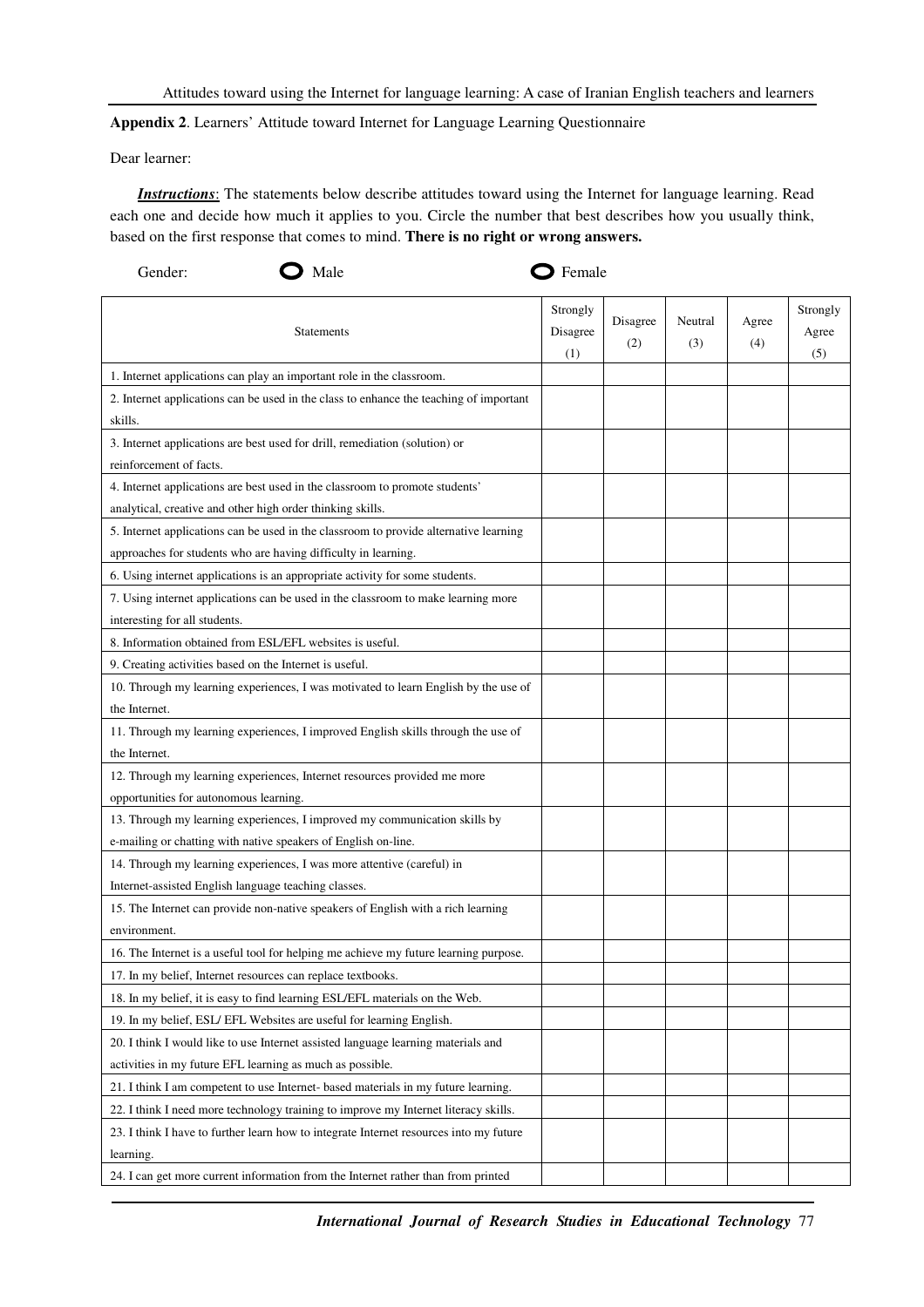**Appendix 2**. Learners' Attitude toward Internet for Language Learning Questionnaire

Dear learner:

***Instructions***: The statements below describe attitudes toward using the Internet for language learning. Read each one and decide how much it applies to you. Circle the number that best describes how you usually think, based on the first response that comes to mind. **There is no right or wrong answers.**

Gender: ○ Male ○ Female

| Statements | Strongly Disagree (1) | Disagree (2) | Neutral (3) | Agree (4) | Strongly Agree (5) |
|---|---|---|---|---|---|
| 1. Internet applications can play an important role in the classroom. | | | | | |
| 2. Internet applications can be used in the class to enhance the teaching of important skills. | | | | | |
| 3. Internet applications are best used for drill, remediation (solution) or reinforcement of facts. | | | | | |
| 4. Internet applications are best used in the classroom to promote students' analytical, creative and other high order thinking skills. | | | | | |
| 5. Internet applications can be used in the classroom to provide alternative learning approaches for students who are having difficulty in learning. | | | | | |
| 6. Using internet applications is an appropriate activity for some students. | | | | | |
| 7. Using internet applications can be used in the classroom to make learning more interesting for all students. | | | | | |
| 8. Information obtained from ESL/EFL websites is useful. | | | | | |
| 9. Creating activities based on the Internet is useful. | | | | | |
| 10. Through my learning experiences, I was motivated to learn English by the use of the Internet. | | | | | |
| 11. Through my learning experiences, I improved English skills through the use of the Internet. | | | | | |
| 12. Through my learning experiences, Internet resources provided me more opportunities for autonomous learning. | | | | | |
| 13. Through my learning experiences, I improved my communication skills by e-mailing or chatting with native speakers of English on-line. | | | | | |
| 14. Through my learning experiences, I was more attentive (careful) in Internet-assisted English language teaching classes. | | | | | |
| 15. The Internet can provide non-native speakers of English with a rich learning environment. | | | | | |
| 16. The Internet is a useful tool for helping me achieve my future learning purpose. | | | | | |
| 17. In my belief, Internet resources can replace textbooks. | | | | | |
| 18. In my belief, it is easy to find learning ESL/EFL materials on the Web. | | | | | |
| 19. In my belief, ESL/ EFL Websites are useful for learning English. | | | | | |
| 20. I think I would like to use Internet assisted language learning materials and activities in my future EFL learning as much as possible. | | | | | |
| 21. I think I am competent to use Internet- based materials in my future learning. | | | | | |
| 22. I think I need more technology training to improve my Internet literacy skills. | | | | | |
| 23. I think I have to further learn how to integrate Internet resources into my future learning. | | | | | |
| 24. I can get more current information from the Internet rather than from printed | | | | | |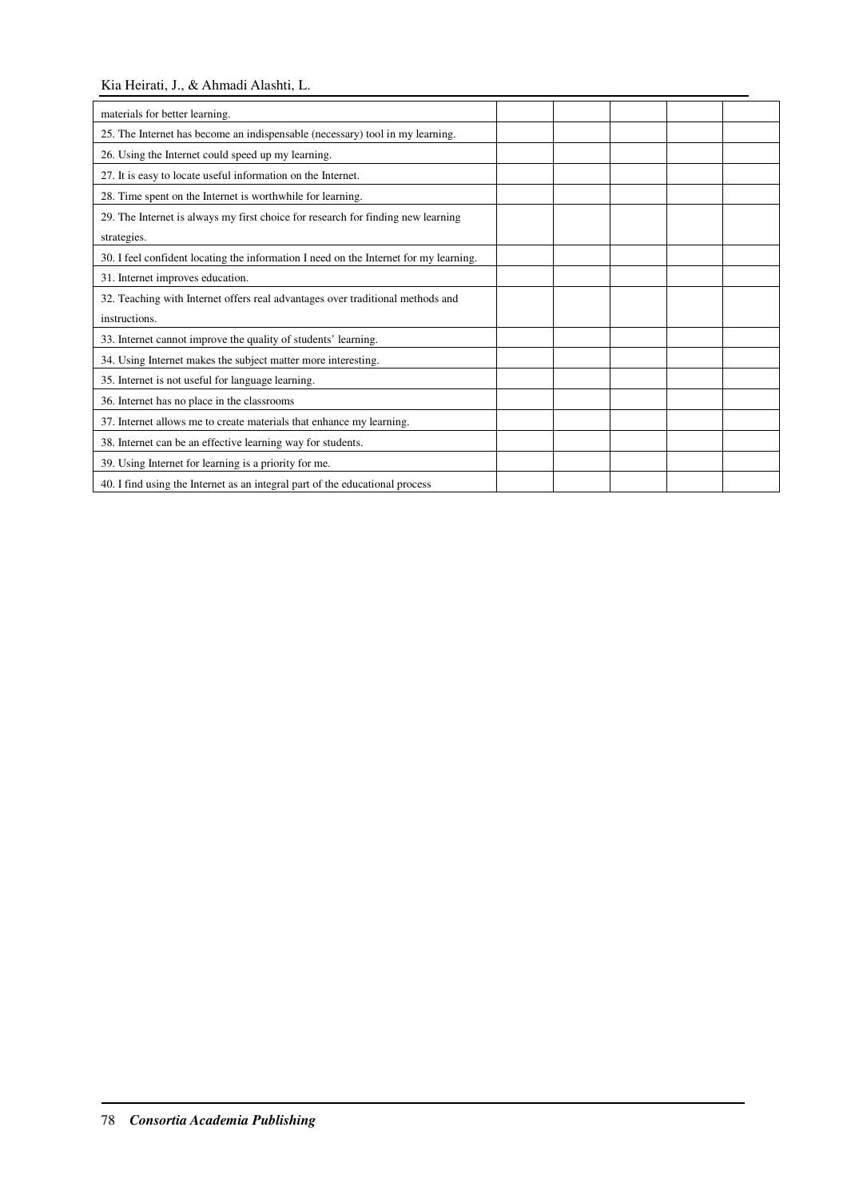| | | | | | |
|---|---|---|---|---|---|
| materials for better learning. | | | | | |
| 25. The Internet has become an indispensable (necessary) tool in my learning. | | | | | |
| 26. Using the Internet could speed up my learning. | | | | | |
| 27. It is easy to locate useful information on the Internet. | | | | | |
| 28. Time spent on the Internet is worthwhile for learning. | | | | | |
| 29. The Internet is always my first choice for research for finding new learning strategies. | | | | | |
| 30. I feel confident locating the information I need on the Internet for my learning. | | | | | |
| 31. Internet improves education. | | | | | |
| 32. Teaching with Internet offers real advantages over traditional methods and instructions. | | | | | |
| 33. Internet cannot improve the quality of students' learning. | | | | | |
| 34. Using Internet makes the subject matter more interesting. | | | | | |
| 35. Internet is not useful for language learning. | | | | | |
| 36. Internet has no place in the classrooms | | | | | |
| 37. Internet allows me to create materials that enhance my learning. | | | | | |
| 38. Internet can be an effective learning way for students. | | | | | |
| 39. Using Internet for learning is a priority for me. | | | | | |
| 40. I find using the Internet as an integral part of the educational process | | | | | |